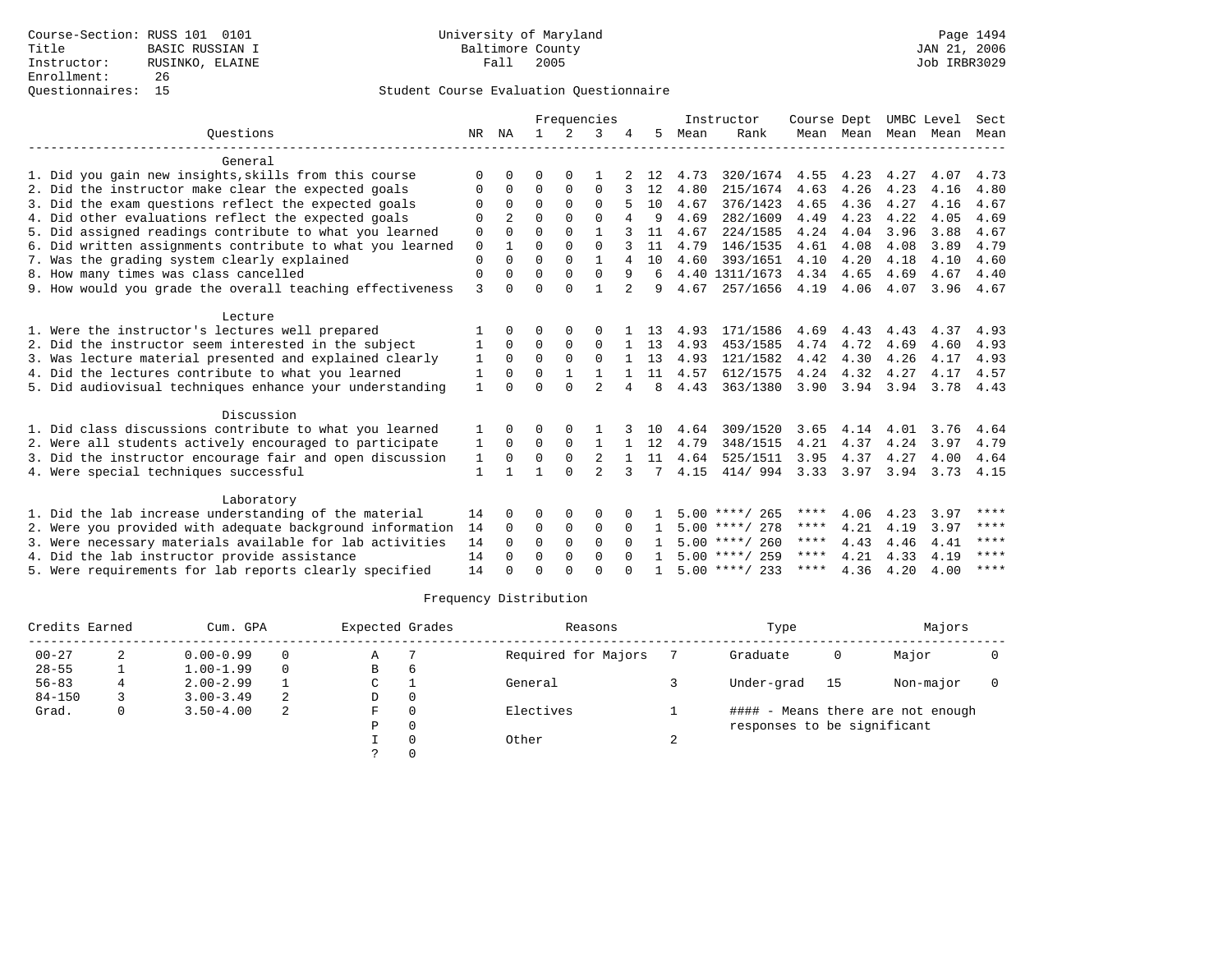Course-Section: RUSS 101 0101
Title: BASIC RUSSIAN I
Instructor: RUSINKO, ELAINE
Enrollment: 26
Questionnaires: 15

University of Maryland
Baltimore County
Fall 2005

JAN 21, 2006
Job IRBR3029

## Student Course Evaluation Questionnaire

| Questions | NR | NA | 1 | 2 | 3 | 4 | 5 | Instructor Mean | Instructor Rank | Course Mean | Dept Mean | UMBC Mean | Level Mean | Sect Mean |
|---|---|---|---|---|---|---|---|---|---|---|---|---|---|---|
| **General** | | | | | | | | | | | | | | |
| 1. Did you gain new insights,skills from this course | 0 | 0 | 0 | 0 | 1 | 2 | 12 | 4.73 | 320/1674 | 4.55 | 4.23 | 4.27 | 4.07 | 4.73 |
| 2. Did the instructor make clear the expected goals | 0 | 0 | 0 | 0 | 0 | 3 | 12 | 4.80 | 215/1674 | 4.63 | 4.26 | 4.23 | 4.16 | 4.80 |
| 3. Did the exam questions reflect the expected goals | 0 | 0 | 0 | 0 | 0 | 5 | 10 | 4.67 | 376/1423 | 4.65 | 4.36 | 4.27 | 4.16 | 4.67 |
| 4. Did other evaluations reflect the expected goals | 0 | 2 | 0 | 0 | 0 | 4 | 9 | 4.69 | 282/1609 | 4.49 | 4.23 | 4.22 | 4.05 | 4.69 |
| 5. Did assigned readings contribute to what you learned | 0 | 0 | 0 | 0 | 1 | 3 | 11 | 4.67 | 224/1585 | 4.24 | 4.04 | 3.96 | 3.88 | 4.67 |
| 6. Did written assignments contribute to what you learned | 0 | 1 | 0 | 0 | 0 | 3 | 11 | 4.79 | 146/1535 | 4.61 | 4.08 | 4.08 | 3.89 | 4.79 |
| 7. Was the grading system clearly explained | 0 | 0 | 0 | 0 | 1 | 4 | 10 | 4.60 | 393/1651 | 4.10 | 4.20 | 4.18 | 4.10 | 4.60 |
| 8. How many times was class cancelled | 0 | 0 | 0 | 0 | 0 | 9 | 6 | 4.40 | 1311/1673 | 4.34 | 4.65 | 4.69 | 4.67 | 4.40 |
| 9. How would you grade the overall teaching effectiveness | 3 | 0 | 0 | 0 | 1 | 2 | 9 | 4.67 | 257/1656 | 4.19 | 4.06 | 4.07 | 3.96 | 4.67 |
| **Lecture** | | | | | | | | | | | | | | |
| 1. Were the instructor's lectures well prepared | 1 | 0 | 0 | 0 | 0 | 1 | 13 | 4.93 | 171/1586 | 4.69 | 4.43 | 4.43 | 4.37 | 4.93 |
| 2. Did the instructor seem interested in the subject | 1 | 0 | 0 | 0 | 0 | 1 | 13 | 4.93 | 453/1585 | 4.74 | 4.72 | 4.69 | 4.60 | 4.93 |
| 3. Was lecture material presented and explained clearly | 1 | 0 | 0 | 0 | 0 | 1 | 13 | 4.93 | 121/1582 | 4.42 | 4.30 | 4.26 | 4.17 | 4.93 |
| 4. Did the lectures contribute to what you learned | 1 | 0 | 0 | 1 | 1 | 1 | 11 | 4.57 | 612/1575 | 4.24 | 4.32 | 4.27 | 4.17 | 4.57 |
| 5. Did audiovisual techniques enhance your understanding | 1 | 0 | 0 | 0 | 2 | 4 | 8 | 4.43 | 363/1380 | 3.90 | 3.94 | 3.94 | 3.78 | 4.43 |
| **Discussion** | | | | | | | | | | | | | | |
| 1. Did class discussions contribute to what you learned | 1 | 0 | 0 | 0 | 1 | 3 | 10 | 4.64 | 309/1520 | 3.65 | 4.14 | 4.01 | 3.76 | 4.64 |
| 2. Were all students actively encouraged to participate | 1 | 0 | 0 | 0 | 1 | 1 | 12 | 4.79 | 348/1515 | 4.21 | 4.37 | 4.24 | 3.97 | 4.79 |
| 3. Did the instructor encourage fair and open discussion | 1 | 0 | 0 | 0 | 2 | 1 | 11 | 4.64 | 525/1511 | 3.95 | 4.37 | 4.27 | 4.00 | 4.64 |
| 4. Were special techniques successful | 1 | 1 | 1 | 0 | 2 | 3 | 7 | 4.15 | 414/ 994 | 3.33 | 3.97 | 3.94 | 3.73 | 4.15 |
| **Laboratory** | | | | | | | | | | | | | | |
| 1. Did the lab increase understanding of the material | 14 | 0 | 0 | 0 | 0 | 0 | 1 | 5.00 | ****/ 265 | **** | 4.06 | 4.23 | 3.97 | **** |
| 2. Were you provided with adequate background information | 14 | 0 | 0 | 0 | 0 | 0 | 1 | 5.00 | ****/ 278 | **** | 4.21 | 4.19 | 3.97 | **** |
| 3. Were necessary materials available for lab activities | 14 | 0 | 0 | 0 | 0 | 0 | 1 | 5.00 | ****/ 260 | **** | 4.43 | 4.46 | 4.41 | **** |
| 4. Did the lab instructor provide assistance | 14 | 0 | 0 | 0 | 0 | 0 | 1 | 5.00 | ****/ 259 | **** | 4.21 | 4.33 | 4.19 | **** |
| 5. Were requirements for lab reports clearly specified | 14 | 0 | 0 | 0 | 0 | 0 | 1 | 5.00 | ****/ 233 | **** | 4.36 | 4.20 | 4.00 | **** |

## Frequency Distribution

| Credits Earned | | Cum. GPA | | Expected Grades | | Reasons | | Type | | Majors | |
|---|---|---|---|---|---|---|---|---|---|---|---|
| 00-27 | 2 | 0.00-0.99 | 0 | A | 7 | Required for Majors | 7 | Graduate | 0 | Major | 0 |
| 28-55 | 1 | 1.00-1.99 | 0 | B | 6 | | | | | | |
| 56-83 | 4 | 2.00-2.99 | 1 | C | 1 | General | 3 | Under-grad | 15 | Non-major | 0 |
| 84-150 | 3 | 3.00-3.49 | 2 | D | 0 | | | | | | |
| Grad. | 0 | 3.50-4.00 | 2 | F | 0 | Electives | 1 | #### - Means there are not enough responses to be significant | | | |
| | | | | P | 0 | | | | | | |
| | | | | I | 0 | Other | 2 | | | | |
| | | | | ? | 0 | | | | | | |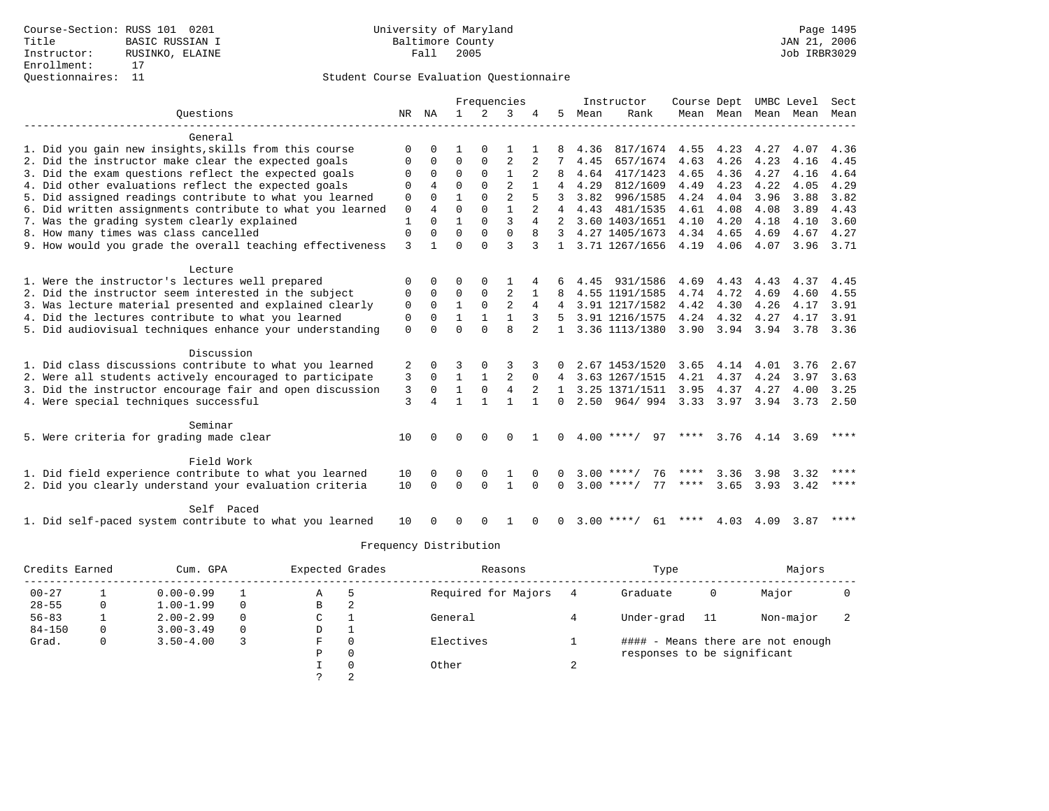Course-Section: RUSS 101 0201
Title: BASIC RUSSIAN I
Instructor: RUSINKO, ELAINE
Enrollment: 17
Questionnaires: 11

University of Maryland
Baltimore County
Fall 2005

JAN 21, 2006
Job IRBR3029

## Student Course Evaluation Questionnaire

| Questions | NR | NA | 1 | 2 | 3 | 4 | 5 | Instructor Mean | Rank | Course Mean | Dept Mean | UMBC Mean | Level Mean | Sect Mean |
|---|---|---|---|---|---|---|---|---|---|---|---|---|---|---|
| **General** | | | | | | | | | | | | | | |
| 1. Did you gain new insights,skills from this course | 0 | 0 | 1 | 0 | 1 | 1 | 8 | 4.36 | 817/1674 | 4.55 | 4.23 | 4.27 | 4.07 | 4.36 |
| 2. Did the instructor make clear the expected goals | 0 | 0 | 0 | 0 | 2 | 2 | 7 | 4.45 | 657/1674 | 4.63 | 4.26 | 4.23 | 4.16 | 4.45 |
| 3. Did the exam questions reflect the expected goals | 0 | 0 | 0 | 0 | 1 | 2 | 8 | 4.64 | 417/1423 | 4.65 | 4.36 | 4.27 | 4.16 | 4.64 |
| 4. Did other evaluations reflect the expected goals | 0 | 4 | 0 | 0 | 2 | 1 | 4 | 4.29 | 812/1609 | 4.49 | 4.23 | 4.22 | 4.05 | 4.29 |
| 5. Did assigned readings contribute to what you learned | 0 | 0 | 1 | 0 | 2 | 5 | 3 | 3.82 | 996/1585 | 4.24 | 4.04 | 3.96 | 3.88 | 3.82 |
| 6. Did written assignments contribute to what you learned | 0 | 4 | 0 | 0 | 1 | 2 | 4 | 4.43 | 481/1535 | 4.61 | 4.08 | 4.08 | 3.89 | 4.43 |
| 7. Was the grading system clearly explained | 1 | 0 | 1 | 0 | 3 | 4 | 2 | 3.60 | 1403/1651 | 4.10 | 4.20 | 4.18 | 4.10 | 3.60 |
| 8. How many times was class cancelled | 0 | 0 | 0 | 0 | 0 | 8 | 3 | 4.27 | 1405/1673 | 4.34 | 4.65 | 4.69 | 4.67 | 4.27 |
| 9. How would you grade the overall teaching effectiveness | 3 | 1 | 0 | 0 | 3 | 3 | 1 | 3.71 | 1267/1656 | 4.19 | 4.06 | 4.07 | 3.96 | 3.71 |
| **Lecture** | | | | | | | | | | | | | | |
| 1. Were the instructor's lectures well prepared | 0 | 0 | 0 | 0 | 1 | 4 | 6 | 4.45 | 931/1586 | 4.69 | 4.43 | 4.43 | 4.37 | 4.45 |
| 2. Did the instructor seem interested in the subject | 0 | 0 | 0 | 0 | 2 | 1 | 8 | 4.55 | 1191/1585 | 4.74 | 4.72 | 4.69 | 4.60 | 4.55 |
| 3. Was lecture material presented and explained clearly | 0 | 0 | 1 | 0 | 2 | 4 | 4 | 3.91 | 1217/1582 | 4.42 | 4.30 | 4.26 | 4.17 | 3.91 |
| 4. Did the lectures contribute to what you learned | 0 | 0 | 1 | 1 | 1 | 3 | 5 | 3.91 | 1216/1575 | 4.24 | 4.32 | 4.27 | 4.17 | 3.91 |
| 5. Did audiovisual techniques enhance your understanding | 0 | 0 | 0 | 0 | 8 | 2 | 1 | 3.36 | 1113/1380 | 3.90 | 3.94 | 3.94 | 3.78 | 3.36 |
| **Discussion** | | | | | | | | | | | | | | |
| 1. Did class discussions contribute to what you learned | 2 | 0 | 3 | 0 | 3 | 3 | 0 | 2.67 | 1453/1520 | 3.65 | 4.14 | 4.01 | 3.76 | 2.67 |
| 2. Were all students actively encouraged to participate | 3 | 0 | 1 | 1 | 2 | 0 | 4 | 3.63 | 1267/1515 | 4.21 | 4.37 | 4.24 | 3.97 | 3.63 |
| 3. Did the instructor encourage fair and open discussion | 3 | 0 | 1 | 0 | 4 | 2 | 1 | 3.25 | 1371/1511 | 3.95 | 4.37 | 4.27 | 4.00 | 3.25 |
| 4. Were special techniques successful | 3 | 4 | 1 | 1 | 1 | 1 | 0 | 2.50 | 964/ 994 | 3.33 | 3.97 | 3.94 | 3.73 | 2.50 |
| **Seminar** | | | | | | | | | | | | | | |
| 5. Were criteria for grading made clear | 10 | 0 | 0 | 0 | 0 | 1 | 0 | 4.00 | ****/ 97 | **** | 3.76 | 4.14 | 3.69 | **** |
| **Field Work** | | | | | | | | | | | | | | |
| 1. Did field experience contribute to what you learned | 10 | 0 | 0 | 0 | 1 | 0 | 0 | 3.00 | ****/ 76 | **** | 3.36 | 3.98 | 3.32 | **** |
| 2. Did you clearly understand your evaluation criteria | 10 | 0 | 0 | 0 | 1 | 0 | 0 | 3.00 | ****/ 77 | **** | 3.65 | 3.93 | 3.42 | **** |
| **Self Paced** | | | | | | | | | | | | | | |
| 1. Did self-paced system contribute to what you learned | 10 | 0 | 0 | 0 | 1 | 0 | 0 | 3.00 | ****/ 61 | **** | 4.03 | 4.09 | 3.87 | **** |

## Frequency Distribution

| Credits Earned | | Cum. GPA | | Expected Grades | | Reasons | | Type | | Majors | |
|---|---|---|---|---|---|---|---|---|---|---|---|
| 00-27 | 1 | 0.00-0.99 | 1 | A | 5 | Required for Majors | 4 | Graduate | 0 | Major | 0 |
| 28-55 | 0 | 1.00-1.99 | 0 | B | 2 | | | | | | |
| 56-83 | 1 | 2.00-2.99 | 0 | C | 1 | General | 4 | Under-grad | 11 | Non-major | 2 |
| 84-150 | 0 | 3.00-3.49 | 0 | D | 1 | | | | | | |
| Grad. | 0 | 3.50-4.00 | 3 | F | 0 | Electives | 1 | #### - Means there are not enough responses to be significant | | | |
| | | | | P | 0 | | | | | | |
| | | | | I | 0 | Other | 2 | | | | |
| | | | | ? | 2 | | | | | | |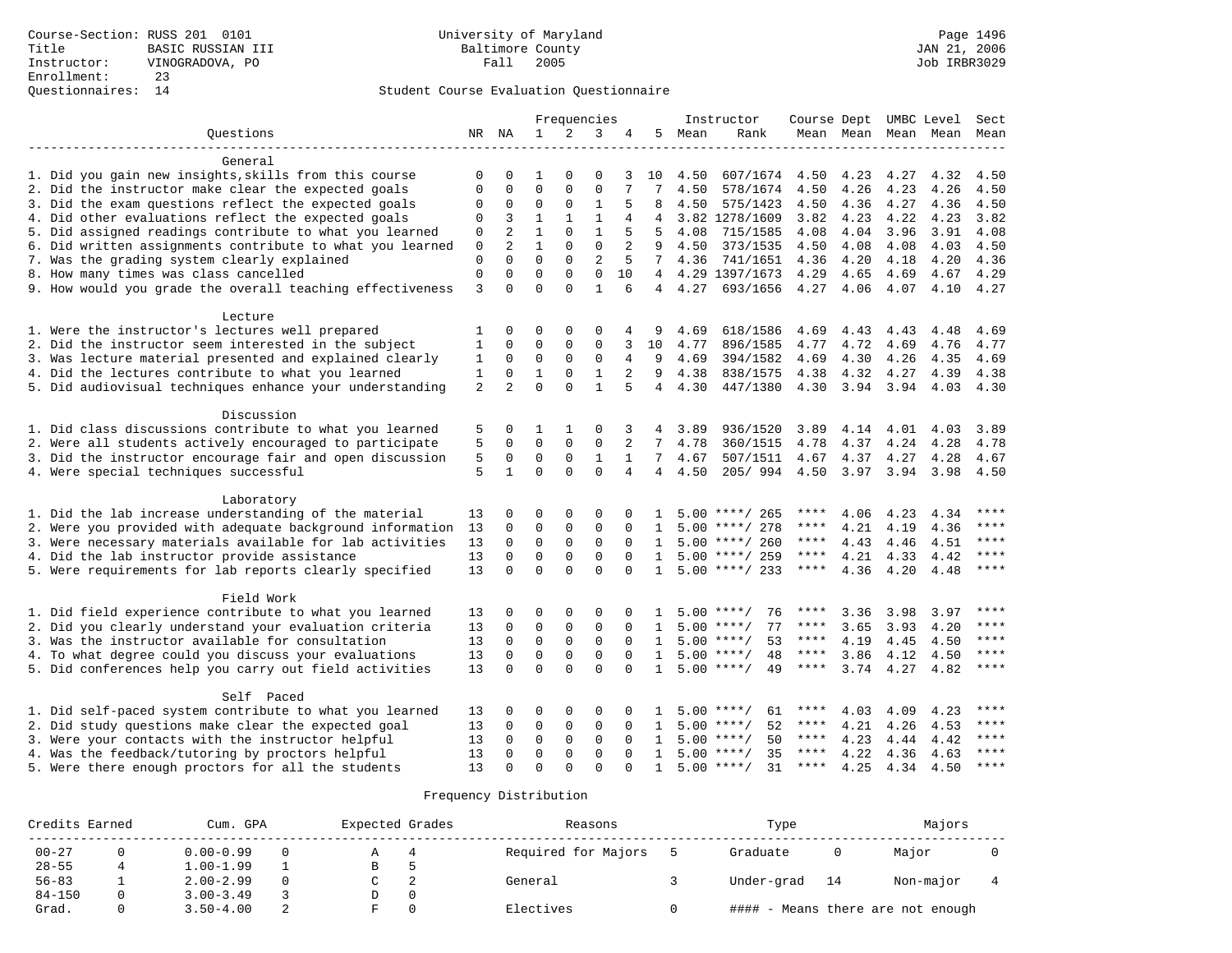Course-Section: RUSS 201 0101
Title: BASIC RUSSIAN III
Instructor: VINOGRADOVA, PO
Enrollment: 23
Questionnaires: 14

University of Maryland
Baltimore County
Fall 2005

JAN 21, 2006
Job IRBR3029

## Student Course Evaluation Questionnaire

| Questions | NR | NA | 1 | 2 | 3 | 4 | 5 | Instructor Mean | Rank | Course Mean | Dept Mean | UMBC Mean | Level Mean | Sect Mean |
|---|---|---|---|---|---|---|---|---|---|---|---|---|---|---|
| **General** | | | | | | | | | | | | | | |
| 1. Did you gain new insights,skills from this course | 0 | 0 | 1 | 0 | 0 | 3 | 10 | 4.50 | 607/1674 | 4.50 | 4.23 | 4.27 | 4.32 | 4.50 |
| 2. Did the instructor make clear the expected goals | 0 | 0 | 0 | 0 | 0 | 7 | 7 | 4.50 | 578/1674 | 4.50 | 4.26 | 4.23 | 4.26 | 4.50 |
| 3. Did the exam questions reflect the expected goals | 0 | 0 | 0 | 0 | 1 | 5 | 8 | 4.50 | 575/1423 | 4.50 | 4.36 | 4.27 | 4.36 | 4.50 |
| 4. Did other evaluations reflect the expected goals | 0 | 3 | 1 | 1 | 1 | 4 | 4 | 3.82 | 1278/1609 | 3.82 | 4.23 | 4.22 | 4.23 | 3.82 |
| 5. Did assigned readings contribute to what you learned | 0 | 2 | 1 | 0 | 1 | 5 | 5 | 4.08 | 715/1585 | 4.08 | 4.04 | 3.96 | 3.91 | 4.08 |
| 6. Did written assignments contribute to what you learned | 0 | 2 | 1 | 0 | 0 | 2 | 9 | 4.50 | 373/1535 | 4.50 | 4.08 | 4.08 | 4.03 | 4.50 |
| 7. Was the grading system clearly explained | 0 | 0 | 0 | 0 | 2 | 5 | 7 | 4.36 | 741/1651 | 4.36 | 4.20 | 4.18 | 4.20 | 4.36 |
| 8. How many times was class cancelled | 0 | 0 | 0 | 0 | 0 | 10 | 4 | 4.29 | 1397/1673 | 4.29 | 4.65 | 4.69 | 4.67 | 4.29 |
| 9. How would you grade the overall teaching effectiveness | 3 | 0 | 0 | 0 | 1 | 6 | 4 | 4.27 | 693/1656 | 4.27 | 4.06 | 4.07 | 4.10 | 4.27 |
| **Lecture** | | | | | | | | | | | | | | |
| 1. Were the instructor's lectures well prepared | 1 | 0 | 0 | 0 | 0 | 4 | 9 | 4.69 | 618/1586 | 4.69 | 4.43 | 4.43 | 4.48 | 4.69 |
| 2. Did the instructor seem interested in the subject | 1 | 0 | 0 | 0 | 0 | 3 | 10 | 4.77 | 896/1585 | 4.77 | 4.72 | 4.69 | 4.76 | 4.77 |
| 3. Was lecture material presented and explained clearly | 1 | 0 | 0 | 0 | 0 | 4 | 9 | 4.69 | 394/1582 | 4.69 | 4.30 | 4.26 | 4.35 | 4.69 |
| 4. Did the lectures contribute to what you learned | 1 | 0 | 1 | 0 | 1 | 2 | 9 | 4.38 | 838/1575 | 4.38 | 4.32 | 4.27 | 4.39 | 4.38 |
| 5. Did audiovisual techniques enhance your understanding | 2 | 2 | 0 | 0 | 1 | 5 | 4 | 4.30 | 447/1380 | 4.30 | 3.94 | 3.94 | 4.03 | 4.30 |
| **Discussion** | | | | | | | | | | | | | | |
| 1. Did class discussions contribute to what you learned | 5 | 0 | 1 | 1 | 0 | 3 | 4 | 3.89 | 936/1520 | 3.89 | 4.14 | 4.01 | 4.03 | 3.89 |
| 2. Were all students actively encouraged to participate | 5 | 0 | 0 | 0 | 0 | 2 | 7 | 4.78 | 360/1515 | 4.78 | 4.37 | 4.24 | 4.28 | 4.78 |
| 3. Did the instructor encourage fair and open discussion | 5 | 0 | 0 | 0 | 1 | 1 | 7 | 4.67 | 507/1511 | 4.67 | 4.37 | 4.27 | 4.28 | 4.67 |
| 4. Were special techniques successful | 5 | 1 | 0 | 0 | 0 | 4 | 4 | 4.50 | 205/ 994 | 4.50 | 3.97 | 3.94 | 3.98 | 4.50 |
| **Laboratory** | | | | | | | | | | | | | | |
| 1. Did the lab increase understanding of the material | 13 | 0 | 0 | 0 | 0 | 0 | 1 | 5.00 | ****/ 265 | **** | 4.06 | 4.23 | 4.34 | **** |
| 2. Were you provided with adequate background information | 13 | 0 | 0 | 0 | 0 | 0 | 1 | 5.00 | ****/ 278 | **** | 4.21 | 4.19 | 4.36 | **** |
| 3. Were necessary materials available for lab activities | 13 | 0 | 0 | 0 | 0 | 0 | 1 | 5.00 | ****/ 260 | **** | 4.43 | 4.46 | 4.51 | **** |
| 4. Did the lab instructor provide assistance | 13 | 0 | 0 | 0 | 0 | 0 | 1 | 5.00 | ****/ 259 | **** | 4.21 | 4.33 | 4.42 | **** |
| 5. Were requirements for lab reports clearly specified | 13 | 0 | 0 | 0 | 0 | 0 | 1 | 5.00 | ****/ 233 | **** | 4.36 | 4.20 | 4.48 | **** |
| **Field Work** | | | | | | | | | | | | | | |
| 1. Did field experience contribute to what you learned | 13 | 0 | 0 | 0 | 0 | 0 | 1 | 5.00 | ****/ 76 | **** | 3.36 | 3.98 | 3.97 | **** |
| 2. Did you clearly understand your evaluation criteria | 13 | 0 | 0 | 0 | 0 | 0 | 1 | 5.00 | ****/ 77 | **** | 3.65 | 3.93 | 4.20 | **** |
| 3. Was the instructor available for consultation | 13 | 0 | 0 | 0 | 0 | 0 | 1 | 5.00 | ****/ 53 | **** | 4.19 | 4.45 | 4.50 | **** |
| 4. To what degree could you discuss your evaluations | 13 | 0 | 0 | 0 | 0 | 0 | 1 | 5.00 | ****/ 48 | **** | 3.86 | 4.12 | 4.50 | **** |
| 5. Did conferences help you carry out field activities | 13 | 0 | 0 | 0 | 0 | 0 | 1 | 5.00 | ****/ 49 | **** | 3.74 | 4.27 | 4.82 | **** |
| **Self Paced** | | | | | | | | | | | | | | |
| 1. Did self-paced system contribute to what you learned | 13 | 0 | 0 | 0 | 0 | 0 | 1 | 5.00 | ****/ 61 | **** | 4.03 | 4.09 | 4.23 | **** |
| 2. Did study questions make clear the expected goal | 13 | 0 | 0 | 0 | 0 | 0 | 1 | 5.00 | ****/ 52 | **** | 4.21 | 4.26 | 4.53 | **** |
| 3. Were your contacts with the instructor helpful | 13 | 0 | 0 | 0 | 0 | 0 | 1 | 5.00 | ****/ 50 | **** | 4.23 | 4.44 | 4.42 | **** |
| 4. Was the feedback/tutoring by proctors helpful | 13 | 0 | 0 | 0 | 0 | 0 | 1 | 5.00 | ****/ 35 | **** | 4.22 | 4.36 | 4.63 | **** |
| 5. Were there enough proctors for all the students | 13 | 0 | 0 | 0 | 0 | 0 | 1 | 5.00 | ****/ 31 | **** | 4.25 | 4.34 | 4.50 | **** |

### Frequency Distribution

| Credits Earned | | Cum. GPA | | Expected Grades | | Reasons | | Type | | Majors | |
|---|---|---|---|---|---|---|---|---|---|---|---|
| 00-27 | 0 | 0.00-0.99 | 0 | A | 4 | Required for Majors | 5 | Graduate | 0 | Major | 0 |
| 28-55 | 4 | 1.00-1.99 | 1 | B | 5 | | | | | | |
| 56-83 | 1 | 2.00-2.99 | 0 | C | 2 | General | 3 | Under-grad | 14 | Non-major | 4 |
| 84-150 | 0 | 3.00-3.49 | 3 | D | 0 | | | | | | |
| Grad. | 0 | 3.50-4.00 | 2 | F | 0 | Electives | 0 | #### - Means there are not enough | | | |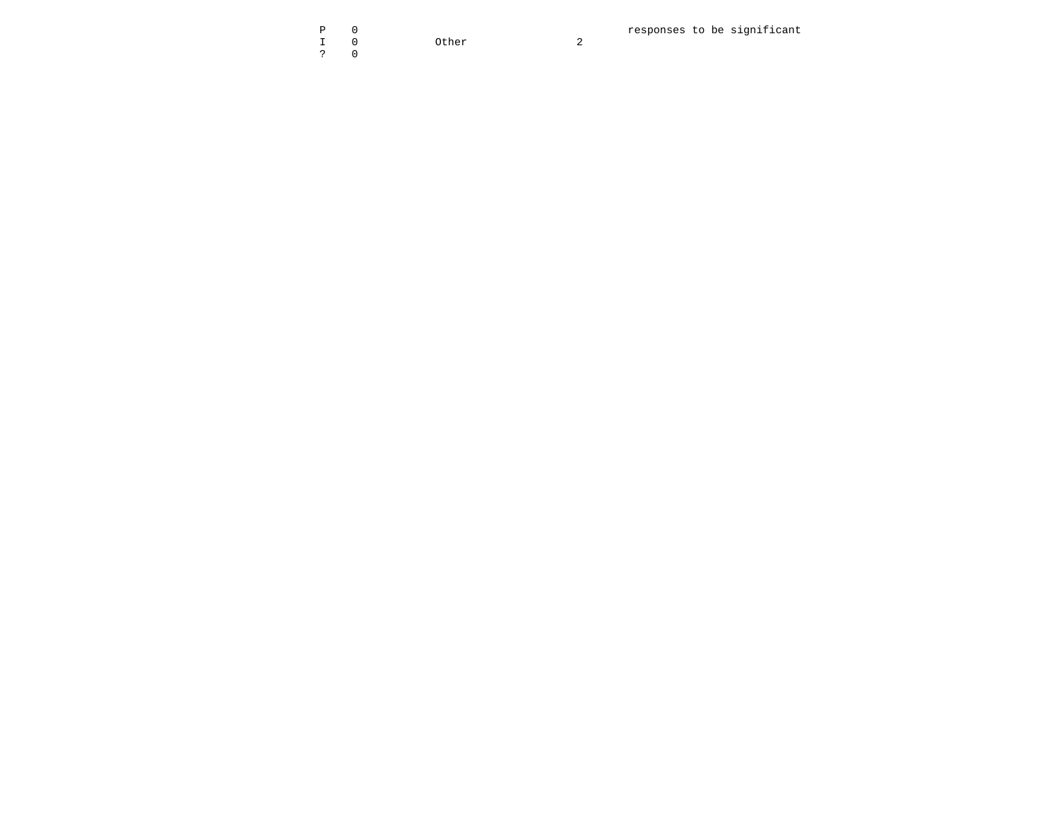```
P    0                                        responses to be significant
I    0           Other                 2
?    0
```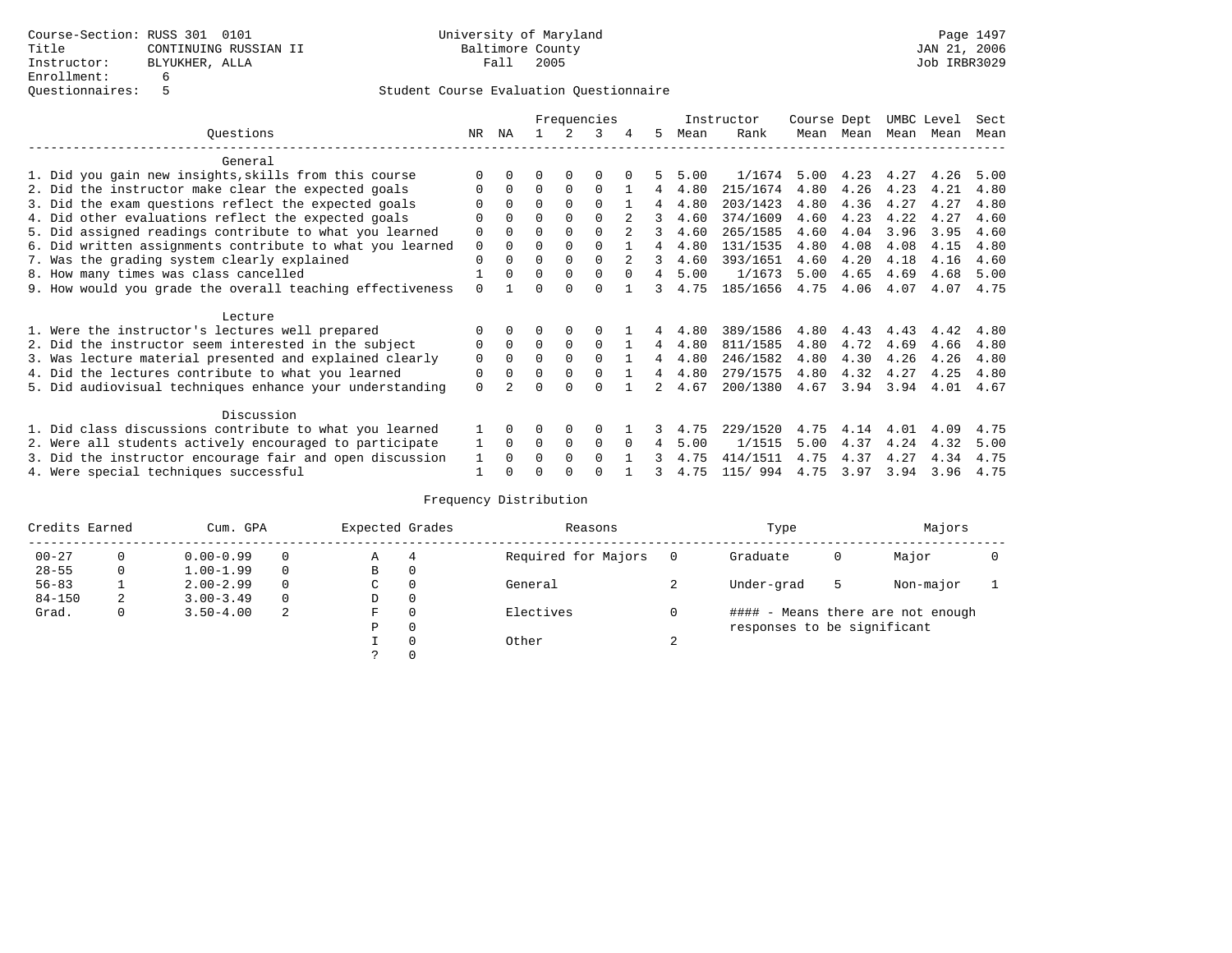Course-Section: RUSS 301 0101
Title: CONTINUING RUSSIAN II
Instructor: BLYUKHER, ALLA
Enrollment: 6
Questionnaires: 5

University of Maryland
Baltimore County
Fall 2005

Student Course Evaluation Questionnaire

Page 1497
JAN 21, 2006
Job IRBR3029

| Questions | NR | NA | 1 | 2 | 3 | 4 | 5 | Instructor Mean | Instructor Rank | Course Mean | Dept Mean | UMBC Mean | Level Mean | Sect Mean |
|---|---|---|---|---|---|---|---|---|---|---|---|---|---|---|
| **General** | | | | | | | | | | | | | | |
| 1. Did you gain new insights,skills from this course | 0 | 0 | 0 | 0 | 0 | 0 | 5 | 5.00 | 1/1674 | 5.00 | 4.23 | 4.27 | 4.26 | 5.00 |
| 2. Did the instructor make clear the expected goals | 0 | 0 | 0 | 0 | 0 | 1 | 4 | 4.80 | 215/1674 | 4.80 | 4.26 | 4.23 | 4.21 | 4.80 |
| 3. Did the exam questions reflect the expected goals | 0 | 0 | 0 | 0 | 0 | 1 | 4 | 4.80 | 203/1423 | 4.80 | 4.36 | 4.27 | 4.27 | 4.80 |
| 4. Did other evaluations reflect the expected goals | 0 | 0 | 0 | 0 | 0 | 2 | 3 | 4.60 | 374/1609 | 4.60 | 4.23 | 4.22 | 4.27 | 4.60 |
| 5. Did assigned readings contribute to what you learned | 0 | 0 | 0 | 0 | 0 | 2 | 3 | 4.60 | 265/1585 | 4.60 | 4.04 | 3.96 | 3.95 | 4.60 |
| 6. Did written assignments contribute to what you learned | 0 | 0 | 0 | 0 | 0 | 1 | 4 | 4.80 | 131/1535 | 4.80 | 4.08 | 4.08 | 4.15 | 4.80 |
| 7. Was the grading system clearly explained | 0 | 0 | 0 | 0 | 0 | 2 | 3 | 4.60 | 393/1651 | 4.60 | 4.20 | 4.18 | 4.16 | 4.60 |
| 8. How many times was class cancelled | 1 | 0 | 0 | 0 | 0 | 0 | 4 | 5.00 | 1/1673 | 5.00 | 4.65 | 4.69 | 4.68 | 5.00 |
| 9. How would you grade the overall teaching effectiveness | 0 | 1 | 0 | 0 | 0 | 1 | 3 | 4.75 | 185/1656 | 4.75 | 4.06 | 4.07 | 4.07 | 4.75 |
| **Lecture** | | | | | | | | | | | | | | |
| 1. Were the instructor's lectures well prepared | 0 | 0 | 0 | 0 | 0 | 1 | 4 | 4.80 | 389/1586 | 4.80 | 4.43 | 4.43 | 4.42 | 4.80 |
| 2. Did the instructor seem interested in the subject | 0 | 0 | 0 | 0 | 0 | 1 | 4 | 4.80 | 811/1585 | 4.80 | 4.72 | 4.69 | 4.66 | 4.80 |
| 3. Was lecture material presented and explained clearly | 0 | 0 | 0 | 0 | 0 | 1 | 4 | 4.80 | 246/1582 | 4.80 | 4.30 | 4.26 | 4.26 | 4.80 |
| 4. Did the lectures contribute to what you learned | 0 | 0 | 0 | 0 | 0 | 1 | 4 | 4.80 | 279/1575 | 4.80 | 4.32 | 4.27 | 4.25 | 4.80 |
| 5. Did audiovisual techniques enhance your understanding | 0 | 2 | 0 | 0 | 0 | 1 | 2 | 4.67 | 200/1380 | 4.67 | 3.94 | 3.94 | 4.01 | 4.67 |
| **Discussion** | | | | | | | | | | | | | | |
| 1. Did class discussions contribute to what you learned | 1 | 0 | 0 | 0 | 0 | 1 | 3 | 4.75 | 229/1520 | 4.75 | 4.14 | 4.01 | 4.09 | 4.75 |
| 2. Were all students actively encouraged to participate | 1 | 0 | 0 | 0 | 0 | 0 | 4 | 5.00 | 1/1515 | 5.00 | 4.37 | 4.24 | 4.32 | 5.00 |
| 3. Did the instructor encourage fair and open discussion | 1 | 0 | 0 | 0 | 0 | 1 | 3 | 4.75 | 414/1511 | 4.75 | 4.37 | 4.27 | 4.34 | 4.75 |
| 4. Were special techniques successful | 1 | 0 | 0 | 0 | 0 | 1 | 3 | 4.75 | 115/994 | 4.75 | 3.97 | 3.94 | 3.96 | 4.75 |

## Frequency Distribution

| Credits Earned | | Cum. GPA | | Expected Grades | | Reasons | | Type | | Majors | |
|---|---|---|---|---|---|---|---|---|---|---|---|
| 00-27 | 0 | 0.00-0.99 | 0 | A | 4 | Required for Majors | 0 | Graduate | 0 | Major | 0 |
| 28-55 | 0 | 1.00-1.99 | 0 | B | 0 | | | | | | |
| 56-83 | 1 | 2.00-2.99 | 0 | C | 0 | General | 2 | Under-grad | 5 | Non-major | 1 |
| 84-150 | 2 | 3.00-3.49 | 0 | D | 0 | | | | | | |
| Grad. | 0 | 3.50-4.00 | 2 | F | 0 | Electives | 0 | #### - Means there are not enough responses to be significant | | | |
| | | | | P | 0 | | | | | | |
| | | | | I | 0 | Other | 2 | | | | |
| | | | | ? | 0 | | | | | | |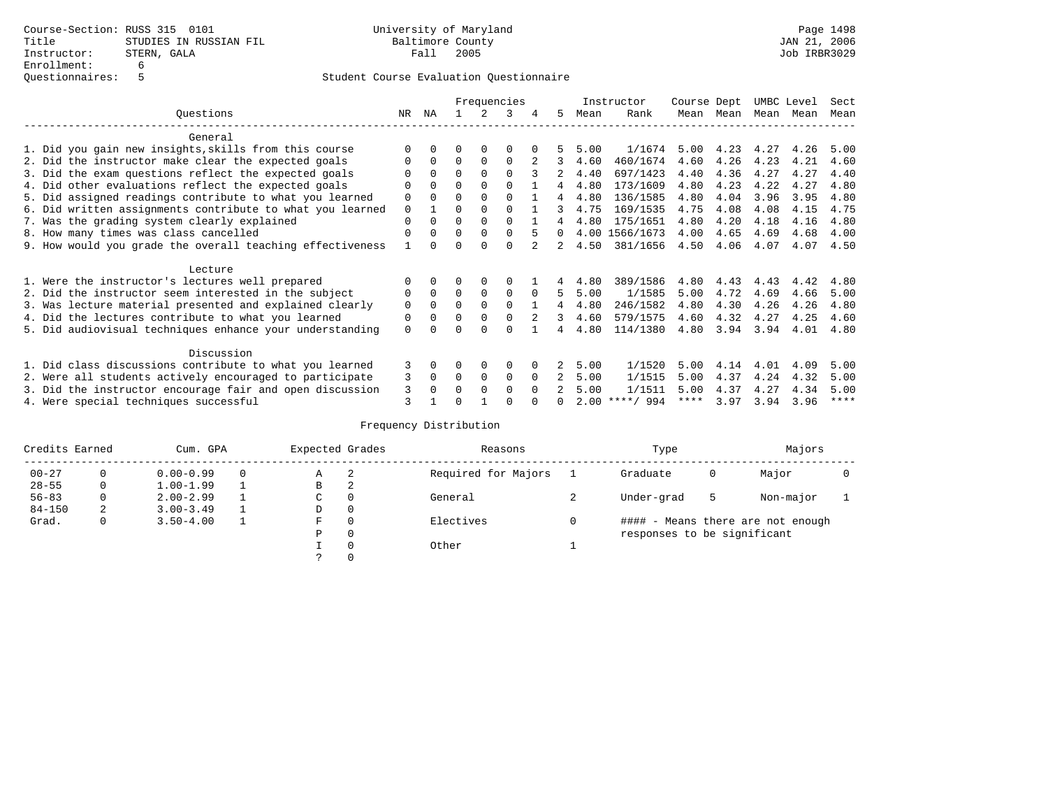Course-Section: RUSS 315 0101
Title: STUDIES IN RUSSIAN FIL
Instructor: STERN, GALA
Enrollment: 6
Questionnaires: 5

University of Maryland
Baltimore County
Fall 2005

JAN 21, 2006
Job IRBR3029

Student Course Evaluation Questionnaire

| Questions | NR | NA | 1 | 2 | 3 | 4 | 5 | Instructor Mean | Rank | Course Mean | Dept Mean | UMBC Mean | Level Mean | Sect Mean |
|---|---|---|---|---|---|---|---|---|---|---|---|---|---|---|
| **General** | | | | | | | | | | | | | | |
| 1. Did you gain new insights,skills from this course | 0 | 0 | 0 | 0 | 0 | 0 | 5 | 5.00 | 1/1674 | 5.00 | 4.23 | 4.27 | 4.26 | 5.00 |
| 2. Did the instructor make clear the expected goals | 0 | 0 | 0 | 0 | 0 | 2 | 3 | 4.60 | 460/1674 | 4.60 | 4.26 | 4.23 | 4.21 | 4.60 |
| 3. Did the exam questions reflect the expected goals | 0 | 0 | 0 | 0 | 0 | 3 | 2 | 4.40 | 697/1423 | 4.40 | 4.36 | 4.27 | 4.27 | 4.40 |
| 4. Did other evaluations reflect the expected goals | 0 | 0 | 0 | 0 | 0 | 1 | 4 | 4.80 | 173/1609 | 4.80 | 4.23 | 4.22 | 4.27 | 4.80 |
| 5. Did assigned readings contribute to what you learned | 0 | 0 | 0 | 0 | 0 | 1 | 4 | 4.80 | 136/1585 | 4.80 | 4.04 | 3.96 | 3.95 | 4.80 |
| 6. Did written assignments contribute to what you learned | 0 | 1 | 0 | 0 | 0 | 1 | 3 | 4.75 | 169/1535 | 4.75 | 4.08 | 4.08 | 4.15 | 4.75 |
| 7. Was the grading system clearly explained | 0 | 0 | 0 | 0 | 0 | 1 | 4 | 4.80 | 175/1651 | 4.80 | 4.20 | 4.18 | 4.16 | 4.80 |
| 8. How many times was class cancelled | 0 | 0 | 0 | 0 | 0 | 5 | 0 | 4.00 | 1566/1673 | 4.00 | 4.65 | 4.69 | 4.68 | 4.00 |
| 9. How would you grade the overall teaching effectiveness | 1 | 0 | 0 | 0 | 0 | 2 | 2 | 4.50 | 381/1656 | 4.50 | 4.06 | 4.07 | 4.07 | 4.50 |
| **Lecture** | | | | | | | | | | | | | | |
| 1. Were the instructor's lectures well prepared | 0 | 0 | 0 | 0 | 0 | 1 | 4 | 4.80 | 389/1586 | 4.80 | 4.43 | 4.43 | 4.42 | 4.80 |
| 2. Did the instructor seem interested in the subject | 0 | 0 | 0 | 0 | 0 | 0 | 5 | 5.00 | 1/1585 | 5.00 | 4.72 | 4.69 | 4.66 | 5.00 |
| 3. Was lecture material presented and explained clearly | 0 | 0 | 0 | 0 | 0 | 1 | 4 | 4.80 | 246/1582 | 4.80 | 4.30 | 4.26 | 4.26 | 4.80 |
| 4. Did the lectures contribute to what you learned | 0 | 0 | 0 | 0 | 0 | 2 | 3 | 4.60 | 579/1575 | 4.60 | 4.32 | 4.27 | 4.25 | 4.60 |
| 5. Did audiovisual techniques enhance your understanding | 0 | 0 | 0 | 0 | 0 | 1 | 4 | 4.80 | 114/1380 | 4.80 | 3.94 | 3.94 | 4.01 | 4.80 |
| **Discussion** | | | | | | | | | | | | | | |
| 1. Did class discussions contribute to what you learned | 3 | 0 | 0 | 0 | 0 | 0 | 2 | 5.00 | 1/1520 | 5.00 | 4.14 | 4.01 | 4.09 | 5.00 |
| 2. Were all students actively encouraged to participate | 3 | 0 | 0 | 0 | 0 | 0 | 2 | 5.00 | 1/1515 | 5.00 | 4.37 | 4.24 | 4.32 | 5.00 |
| 3. Did the instructor encourage fair and open discussion | 3 | 0 | 0 | 0 | 0 | 0 | 2 | 5.00 | 1/1511 | 5.00 | 4.37 | 4.27 | 4.34 | 5.00 |
| 4. Were special techniques successful | 3 | 1 | 0 | 1 | 0 | 0 | 0 | 2.00 | ****/ 994 | **** | 3.97 | 3.94 | 3.96 | **** |

Frequency Distribution

| Credits Earned | | Cum. GPA | | Expected Grades | | Reasons | | Type | | Majors | |
|---|---|---|---|---|---|---|---|---|---|---|---|
| 00-27 | 0 | 0.00-0.99 | 0 | A | 2 | Required for Majors | 1 | Graduate | 0 | Major | 0 |
| 28-55 | 0 | 1.00-1.99 | 1 | B | 2 | | | | | | |
| 56-83 | 0 | 2.00-2.99 | 1 | C | 0 | General | 2 | Under-grad | 5 | Non-major | 1 |
| 84-150 | 2 | 3.00-3.49 | 1 | D | 0 | | | | | | |
| Grad. | 0 | 3.50-4.00 | 1 | F | 0 | Electives | 0 | #### - Means there are not enough responses to be significant | | | |
| | | | | P | 0 | | | | | | |
| | | | | I | 0 | Other | 1 | | | | |
| | | | | ? | 0 | | | | | | |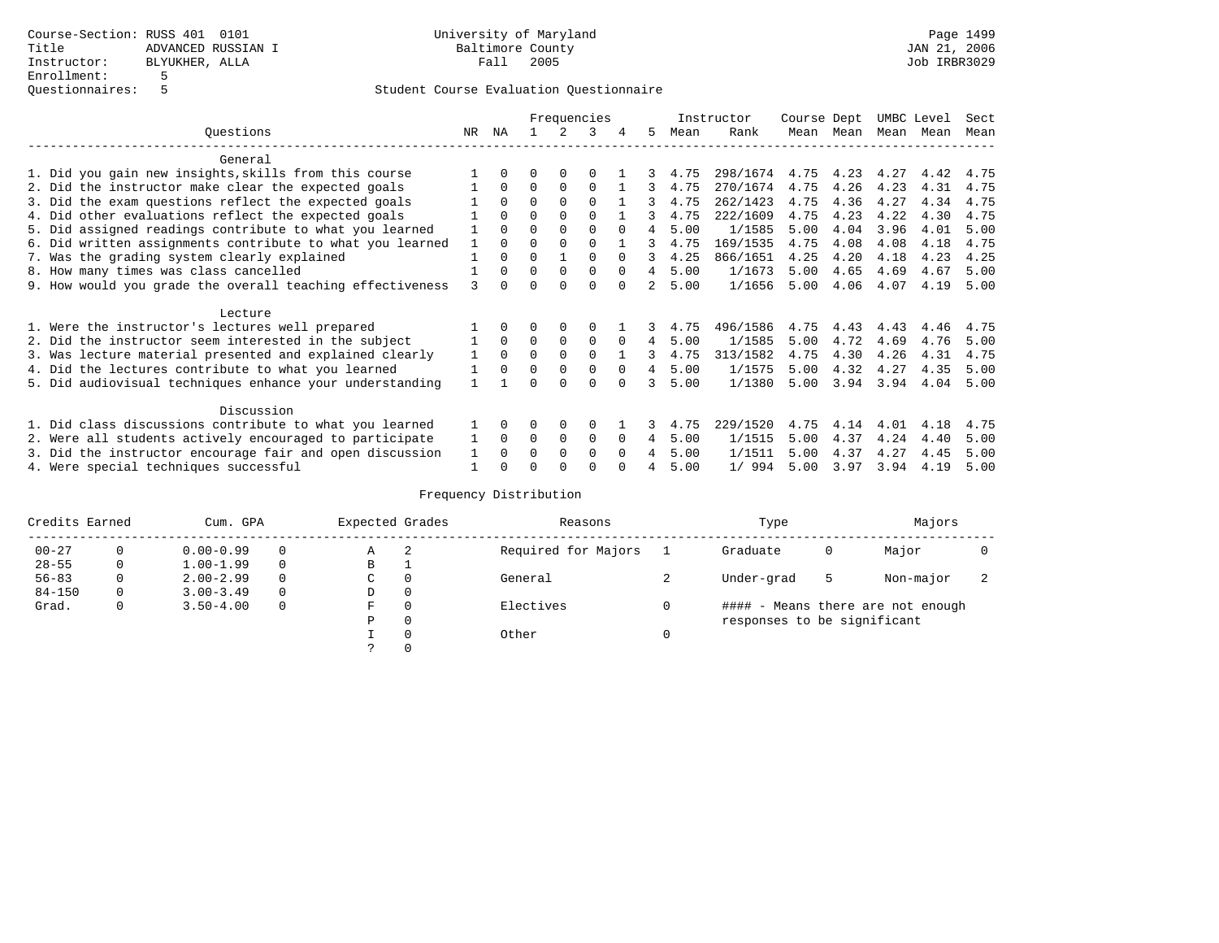Course-Section: RUSS 401 0101
Title: ADVANCED RUSSIAN I
Instructor: BLYUKHER, ALLA
Enrollment: 5
Questionnaires: 5

University of Maryland
Baltimore County
Fall 2005

JAN 21, 2006
Job IRBR3029

## Student Course Evaluation Questionnaire

| Questions | NR | NA | 1 | 2 | 3 | 4 | 5 | Instructor Mean | Instructor Rank | Course Mean | Dept Mean | UMBC Mean | Level Mean | Sect Mean |
|---|---|---|---|---|---|---|---|---|---|---|---|---|---|---|
| **General** | | | | | | | | | | | | | | |
| 1. Did you gain new insights,skills from this course | 1 | 0 | 0 | 0 | 0 | 1 | 3 | 4.75 | 298/1674 | 4.75 | 4.23 | 4.27 | 4.42 | 4.75 |
| 2. Did the instructor make clear the expected goals | 1 | 0 | 0 | 0 | 0 | 1 | 3 | 4.75 | 270/1674 | 4.75 | 4.26 | 4.23 | 4.31 | 4.75 |
| 3. Did the exam questions reflect the expected goals | 1 | 0 | 0 | 0 | 0 | 1 | 3 | 4.75 | 262/1423 | 4.75 | 4.36 | 4.27 | 4.34 | 4.75 |
| 4. Did other evaluations reflect the expected goals | 1 | 0 | 0 | 0 | 0 | 1 | 3 | 4.75 | 222/1609 | 4.75 | 4.23 | 4.22 | 4.30 | 4.75 |
| 5. Did assigned readings contribute to what you learned | 1 | 0 | 0 | 0 | 0 | 0 | 4 | 5.00 | 1/1585 | 5.00 | 4.04 | 3.96 | 4.01 | 5.00 |
| 6. Did written assignments contribute to what you learned | 1 | 0 | 0 | 0 | 0 | 1 | 3 | 4.75 | 169/1535 | 4.75 | 4.08 | 4.08 | 4.18 | 4.75 |
| 7. Was the grading system clearly explained | 1 | 0 | 0 | 1 | 0 | 0 | 3 | 4.25 | 866/1651 | 4.25 | 4.20 | 4.18 | 4.23 | 4.25 |
| 8. How many times was class cancelled | 1 | 0 | 0 | 0 | 0 | 0 | 4 | 5.00 | 1/1673 | 5.00 | 4.65 | 4.69 | 4.67 | 5.00 |
| 9. How would you grade the overall teaching effectiveness | 3 | 0 | 0 | 0 | 0 | 0 | 2 | 5.00 | 1/1656 | 5.00 | 4.06 | 4.07 | 4.19 | 5.00 |
| **Lecture** | | | | | | | | | | | | | | |
| 1. Were the instructor's lectures well prepared | 1 | 0 | 0 | 0 | 0 | 1 | 3 | 4.75 | 496/1586 | 4.75 | 4.43 | 4.43 | 4.46 | 4.75 |
| 2. Did the instructor seem interested in the subject | 1 | 0 | 0 | 0 | 0 | 0 | 4 | 5.00 | 1/1585 | 5.00 | 4.72 | 4.69 | 4.76 | 5.00 |
| 3. Was lecture material presented and explained clearly | 1 | 0 | 0 | 0 | 0 | 1 | 3 | 4.75 | 313/1582 | 4.75 | 4.30 | 4.26 | 4.31 | 4.75 |
| 4. Did the lectures contribute to what you learned | 1 | 0 | 0 | 0 | 0 | 0 | 4 | 5.00 | 1/1575 | 5.00 | 4.32 | 4.27 | 4.35 | 5.00 |
| 5. Did audiovisual techniques enhance your understanding | 1 | 1 | 0 | 0 | 0 | 0 | 3 | 5.00 | 1/1380 | 5.00 | 3.94 | 3.94 | 4.04 | 5.00 |
| **Discussion** | | | | | | | | | | | | | | |
| 1. Did class discussions contribute to what you learned | 1 | 0 | 0 | 0 | 0 | 1 | 3 | 4.75 | 229/1520 | 4.75 | 4.14 | 4.01 | 4.18 | 4.75 |
| 2. Were all students actively encouraged to participate | 1 | 0 | 0 | 0 | 0 | 0 | 4 | 5.00 | 1/1515 | 5.00 | 4.37 | 4.24 | 4.40 | 5.00 |
| 3. Did the instructor encourage fair and open discussion | 1 | 0 | 0 | 0 | 0 | 0 | 4 | 5.00 | 1/1511 | 5.00 | 4.37 | 4.27 | 4.45 | 5.00 |
| 4. Were special techniques successful | 1 | 0 | 0 | 0 | 0 | 0 | 4 | 5.00 | 1/ 994 | 5.00 | 3.97 | 3.94 | 4.19 | 5.00 |

## Frequency Distribution

| Credits Earned | | Cum. GPA | | Expected Grades | | Reasons | | Type | | Majors | |
|---|---|---|---|---|---|---|---|---|---|---|---|
| 00-27 | 0 | 0.00-0.99 | 0 | A | 2 | Required for Majors | 1 | Graduate | 0 | Major | 0 |
| 28-55 | 0 | 1.00-1.99 | 0 | B | 1 | | | | | | |
| 56-83 | 0 | 2.00-2.99 | 0 | C | 0 | General | 2 | Under-grad | 5 | Non-major | 2 |
| 84-150 | 0 | 3.00-3.49 | 0 | D | 0 | | | | | | |
| Grad. | 0 | 3.50-4.00 | 0 | F | 0 | Electives | 0 | | | | |
| | | | | P | 0 | | | | | | |
| | | | | I | 0 | Other | 0 | | | | |
| | | | | ? | 0 | | | | | | |

#### - Means there are not enough responses to be significant